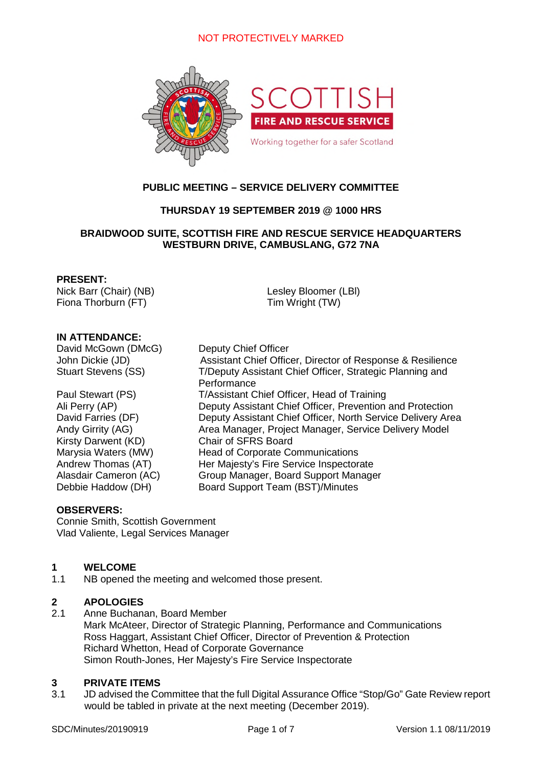NOT PROTECTIVELY MARKED

SCOTTISH FIRE AND RESCUE SERVICE

Working together for a safer Scotland

**PUBLIC MEETING – SERVICE DELIVERY COMMITTEE**

**THURSDAY 19 SEPTEMBER 2019 @ 1000 HRS**

**BRAIDWOOD SUITE, SCOTTISH FIRE AND RESCUE SERVICE HEADQUARTERS WESTBURN DRIVE, CAMBUSLANG, G72 7NA**

**PRESENT:**

Nick Barr (Chair) (NB)
Fiona Thorburn (FT)
Lesley Bloomer (LBl)
Tim Wright (TW)

**IN ATTENDANCE:**

| | |
|---|---|
| David McGown (DMcG) | Deputy Chief Officer |
| John Dickie (JD) | Assistant Chief Officer, Director of Response & Resilience |
| Stuart Stevens (SS) | T/Deputy Assistant Chief Officer, Strategic Planning and Performance |
| Paul Stewart (PS) | T/Assistant Chief Officer, Head of Training |
| Ali Perry (AP) | Deputy Assistant Chief Officer, Prevention and Protection |
| David Farries (DF) | Deputy Assistant Chief Officer, North Service Delivery Area |
| Andy Girrity (AG) | Area Manager, Project Manager, Service Delivery Model |
| Kirsty Darwent (KD) | Chair of SFRS Board |
| Marysia Waters (MW) | Head of Corporate Communications |
| Andrew Thomas (AT) | Her Majesty's Fire Service Inspectorate |
| Alasdair Cameron (AC) | Group Manager, Board Support Manager |
| Debbie Haddow (DH) | Board Support Team (BST)/Minutes |

**OBSERVERS:**

Connie Smith, Scottish Government
Vlad Valiente, Legal Services Manager

## 1 WELCOME

1.1 NB opened the meeting and welcomed those present.

## 2 APOLOGIES

2.1 Anne Buchanan, Board Member
Mark McAteer, Director of Strategic Planning, Performance and Communications
Ross Haggart, Assistant Chief Officer, Director of Prevention & Protection
Richard Whetton, Head of Corporate Governance
Simon Routh-Jones, Her Majesty's Fire Service Inspectorate

## 3 PRIVATE ITEMS

3.1 JD advised the Committee that the full Digital Assurance Office "Stop/Go" Gate Review report would be tabled in private at the next meeting (December 2019).

SDC/Minutes/20190919 Version 1.1 08/11/2019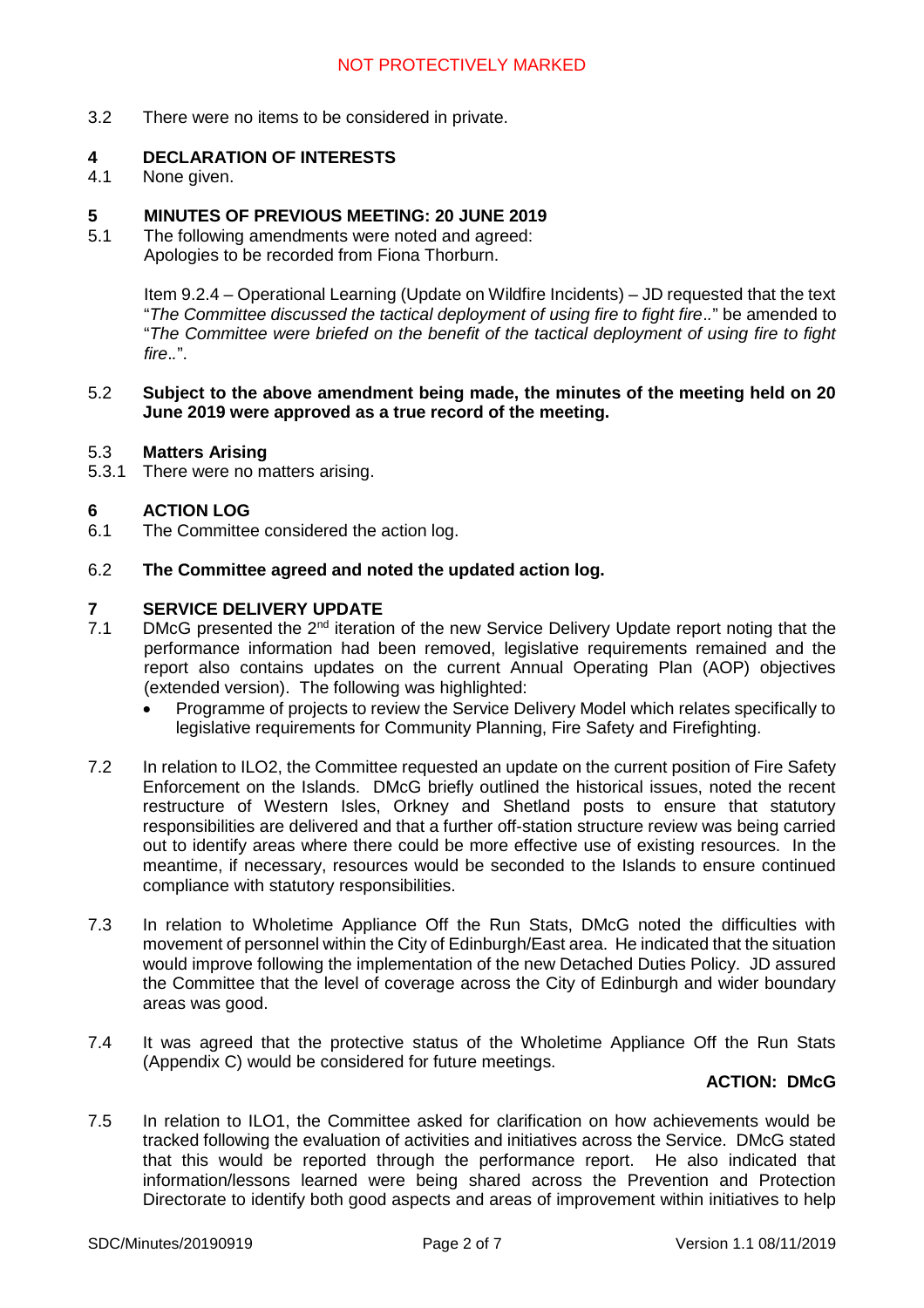3.2 There were no items to be considered in private.

## 4 DECLARATION OF INTERESTS

4.1 None given.

## 5 MINUTES OF PREVIOUS MEETING: 20 JUNE 2019

5.1 The following amendments were noted and agreed:
Apologies to be recorded from Fiona Thorburn.

Item 9.2.4 – Operational Learning (Update on Wildfire Incidents) – JD requested that the text "*The Committee discussed the tactical deployment of using fire to fight fire..*" be amended to "*The Committee were briefed on the benefit of the tactical deployment of using fire to fight fire..*".

5.2 **Subject to the above amendment being made, the minutes of the meeting held on 20 June 2019 were approved as a true record of the meeting.**

### 5.3 Matters Arising

5.3.1 There were no matters arising.

## 6 ACTION LOG

6.1 The Committee considered the action log.

6.2 **The Committee agreed and noted the updated action log.**

## 7 SERVICE DELIVERY UPDATE

7.1 DMcG presented the 2nd iteration of the new Service Delivery Update report noting that the performance information had been removed, legislative requirements remained and the report also contains updates on the current Annual Operating Plan (AOP) objectives (extended version). The following was highlighted:

- Programme of projects to review the Service Delivery Model which relates specifically to legislative requirements for Community Planning, Fire Safety and Firefighting.

7.2 In relation to ILO2, the Committee requested an update on the current position of Fire Safety Enforcement on the Islands. DMcG briefly outlined the historical issues, noted the recent restructure of Western Isles, Orkney and Shetland posts to ensure that statutory responsibilities are delivered and that a further off-station structure review was being carried out to identify areas where there could be more effective use of existing resources. In the meantime, if necessary, resources would be seconded to the Islands to ensure continued compliance with statutory responsibilities.

7.3 In relation to Wholetime Appliance Off the Run Stats, DMcG noted the difficulties with movement of personnel within the City of Edinburgh/East area. He indicated that the situation would improve following the implementation of the new Detached Duties Policy. JD assured the Committee that the level of coverage across the City of Edinburgh and wider boundary areas was good.

7.4 It was agreed that the protective status of the Wholetime Appliance Off the Run Stats (Appendix C) would be considered for future meetings.

**ACTION: DMcG**

7.5 In relation to ILO1, the Committee asked for clarification on how achievements would be tracked following the evaluation of activities and initiatives across the Service. DMcG stated that this would be reported through the performance report. He also indicated that information/lessons learned were being shared across the Prevention and Protection Directorate to identify both good aspects and areas of improvement within initiatives to help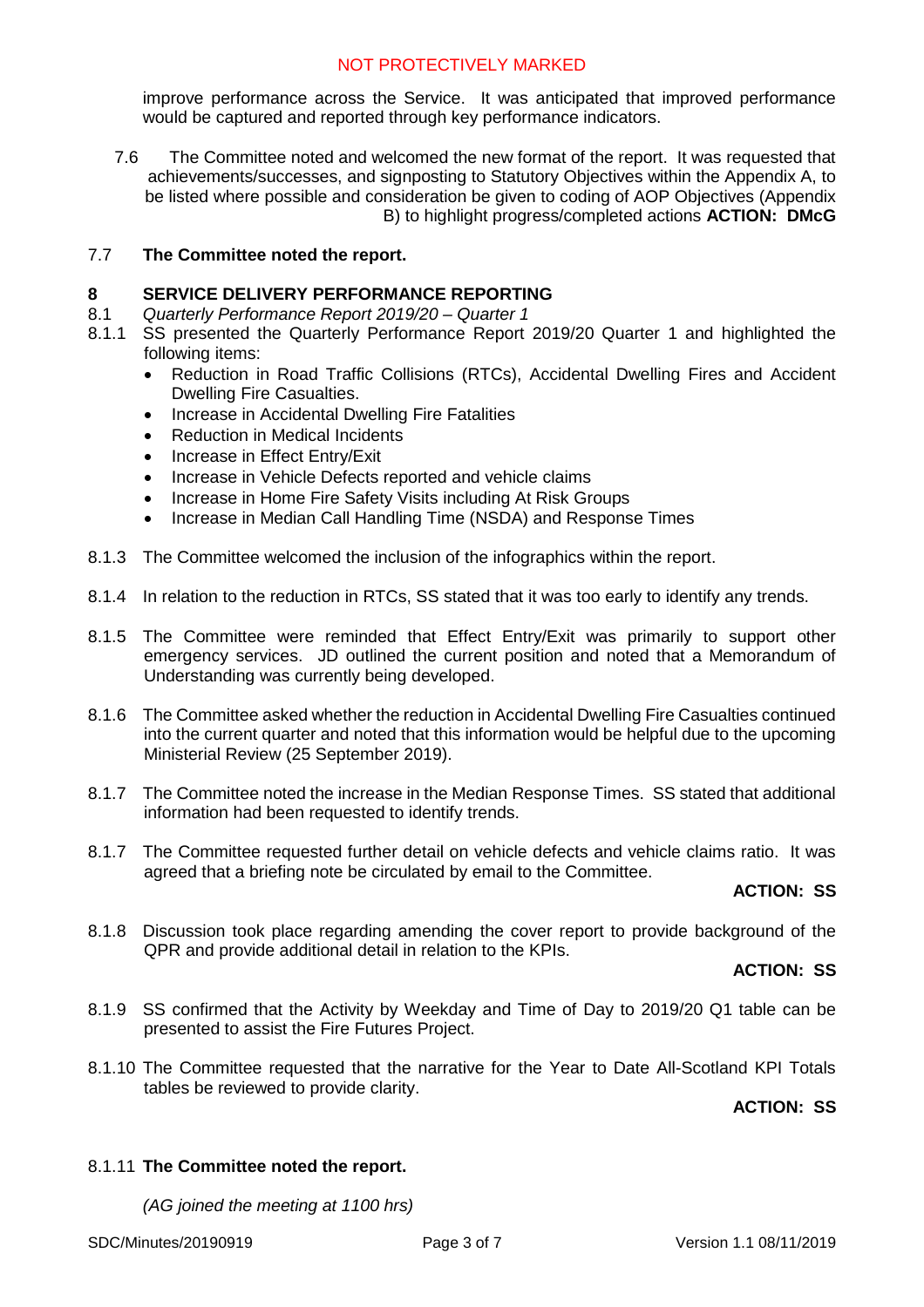improve performance across the Service. It was anticipated that improved performance would be captured and reported through key performance indicators.

7.6 The Committee noted and welcomed the new format of the report. It was requested that achievements/successes, and signposting to Statutory Objectives within the Appendix A, to be listed where possible and consideration be given to coding of AOP Objectives (Appendix B) to highlight progress/completed actions **ACTION: DMcG**

7.7 **The Committee noted the report.**

## 8 SERVICE DELIVERY PERFORMANCE REPORTING

8.1 *Quarterly Performance Report 2019/20 – Quarter 1*

8.1.1 SS presented the Quarterly Performance Report 2019/20 Quarter 1 and highlighted the following items:

- Reduction in Road Traffic Collisions (RTCs), Accidental Dwelling Fires and Accident Dwelling Fire Casualties.
- Increase in Accidental Dwelling Fire Fatalities
- Reduction in Medical Incidents
- Increase in Effect Entry/Exit
- Increase in Vehicle Defects reported and vehicle claims
- Increase in Home Fire Safety Visits including At Risk Groups
- Increase in Median Call Handling Time (NSDA) and Response Times

8.1.3 The Committee welcomed the inclusion of the infographics within the report.

8.1.4 In relation to the reduction in RTCs, SS stated that it was too early to identify any trends.

8.1.5 The Committee were reminded that Effect Entry/Exit was primarily to support other emergency services. JD outlined the current position and noted that a Memorandum of Understanding was currently being developed.

8.1.6 The Committee asked whether the reduction in Accidental Dwelling Fire Casualties continued into the current quarter and noted that this information would be helpful due to the upcoming Ministerial Review (25 September 2019).

8.1.7 The Committee noted the increase in the Median Response Times. SS stated that additional information had been requested to identify trends.

8.1.7 The Committee requested further detail on vehicle defects and vehicle claims ratio. It was agreed that a briefing note be circulated by email to the Committee.

**ACTION: SS**

8.1.8 Discussion took place regarding amending the cover report to provide background of the QPR and provide additional detail in relation to the KPIs.

**ACTION: SS**

8.1.9 SS confirmed that the Activity by Weekday and Time of Day to 2019/20 Q1 table can be presented to assist the Fire Futures Project.

8.1.10 The Committee requested that the narrative for the Year to Date All-Scotland KPI Totals tables be reviewed to provide clarity.

**ACTION: SS**

8.1.11 **The Committee noted the report.**

*(AG joined the meeting at 1100 hrs)*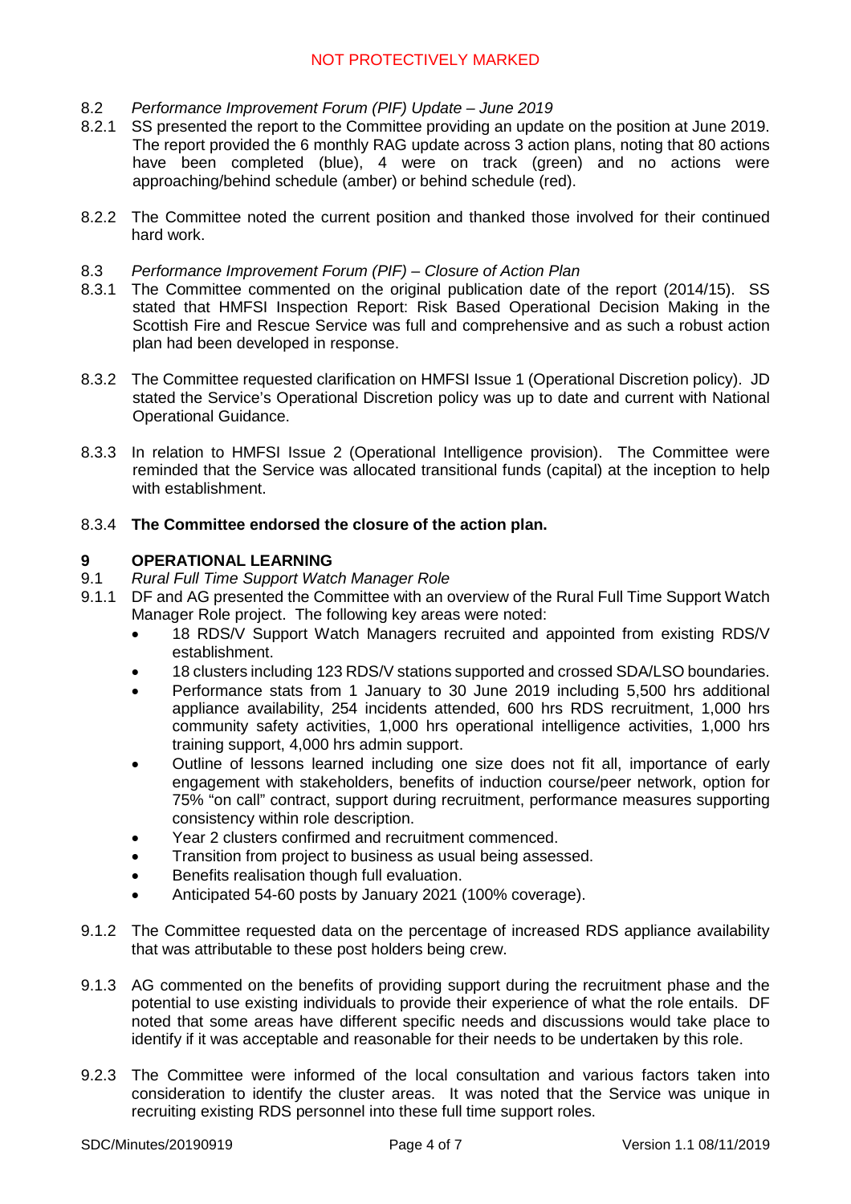8.2 *Performance Improvement Forum (PIF) Update – June 2019*

8.2.1 SS presented the report to the Committee providing an update on the position at June 2019. The report provided the 6 monthly RAG update across 3 action plans, noting that 80 actions have been completed (blue), 4 were on track (green) and no actions were approaching/behind schedule (amber) or behind schedule (red).

8.2.2 The Committee noted the current position and thanked those involved for their continued hard work.

8.3 *Performance Improvement Forum (PIF) – Closure of Action Plan*

8.3.1 The Committee commented on the original publication date of the report (2014/15). SS stated that HMFSI Inspection Report: Risk Based Operational Decision Making in the Scottish Fire and Rescue Service was full and comprehensive and as such a robust action plan had been developed in response.

8.3.2 The Committee requested clarification on HMFSI Issue 1 (Operational Discretion policy). JD stated the Service's Operational Discretion policy was up to date and current with National Operational Guidance.

8.3.3 In relation to HMFSI Issue 2 (Operational Intelligence provision). The Committee were reminded that the Service was allocated transitional funds (capital) at the inception to help with establishment.

8.3.4 **The Committee endorsed the closure of the action plan.**

## 9 OPERATIONAL LEARNING

9.1 *Rural Full Time Support Watch Manager Role*

9.1.1 DF and AG presented the Committee with an overview of the Rural Full Time Support Watch Manager Role project. The following key areas were noted:

- 18 RDS/V Support Watch Managers recruited and appointed from existing RDS/V establishment.
- 18 clusters including 123 RDS/V stations supported and crossed SDA/LSO boundaries.
- Performance stats from 1 January to 30 June 2019 including 5,500 hrs additional appliance availability, 254 incidents attended, 600 hrs RDS recruitment, 1,000 hrs community safety activities, 1,000 hrs operational intelligence activities, 1,000 hrs training support, 4,000 hrs admin support.
- Outline of lessons learned including one size does not fit all, importance of early engagement with stakeholders, benefits of induction course/peer network, option for 75% "on call" contract, support during recruitment, performance measures supporting consistency within role description.
- Year 2 clusters confirmed and recruitment commenced.
- Transition from project to business as usual being assessed.
- Benefits realisation though full evaluation.
- Anticipated 54-60 posts by January 2021 (100% coverage).

9.1.2 The Committee requested data on the percentage of increased RDS appliance availability that was attributable to these post holders being crew.

9.1.3 AG commented on the benefits of providing support during the recruitment phase and the potential to use existing individuals to provide their experience of what the role entails. DF noted that some areas have different specific needs and discussions would take place to identify if it was acceptable and reasonable for their needs to be undertaken by this role.

9.2.3 The Committee were informed of the local consultation and various factors taken into consideration to identify the cluster areas. It was noted that the Service was unique in recruiting existing RDS personnel into these full time support roles.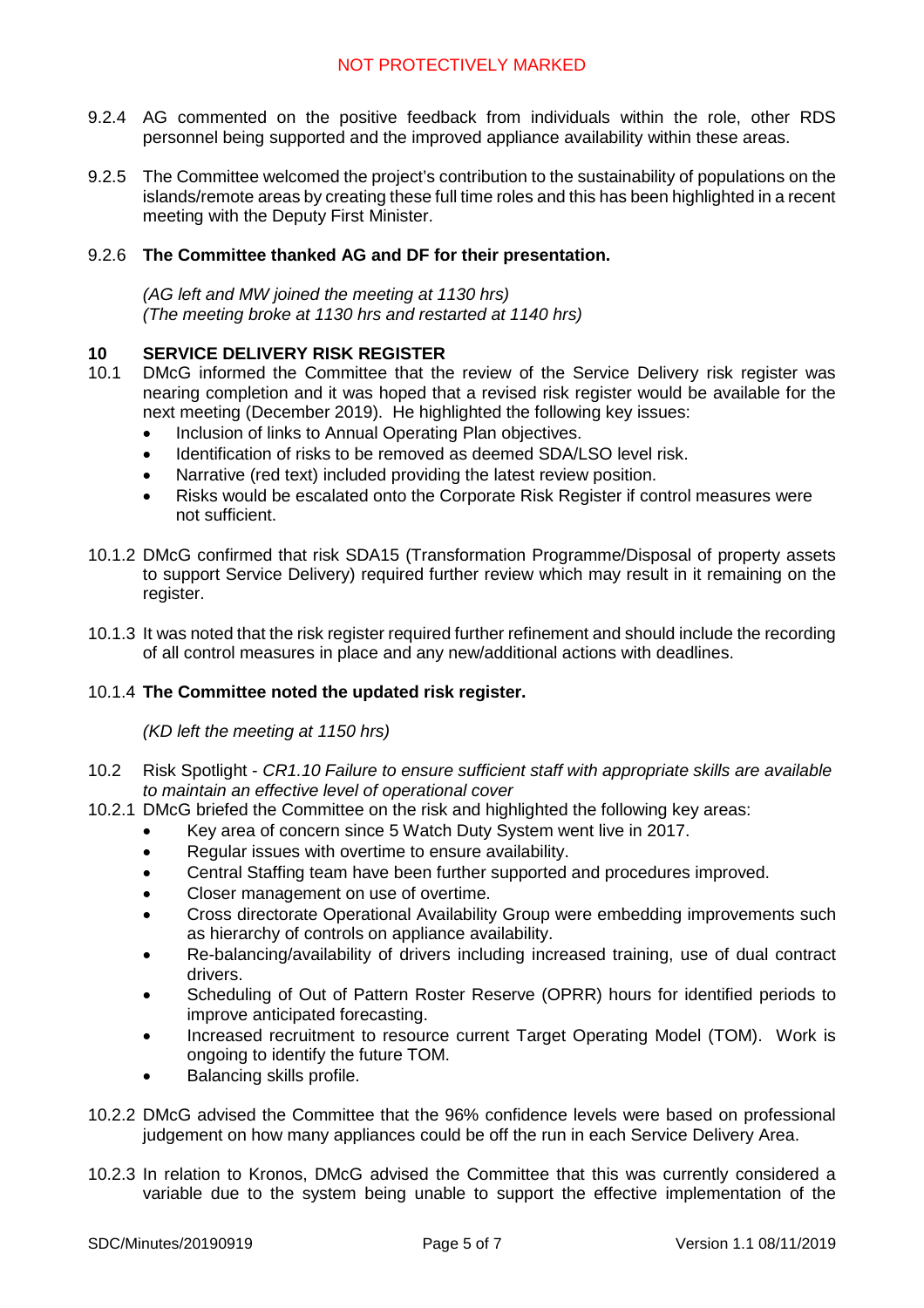9.2.4 AG commented on the positive feedback from individuals within the role, other RDS personnel being supported and the improved appliance availability within these areas.

9.2.5 The Committee welcomed the project's contribution to the sustainability of populations on the islands/remote areas by creating these full time roles and this has been highlighted in a recent meeting with the Deputy First Minister.

9.2.6 **The Committee thanked AG and DF for their presentation.**

*(AG left and MW joined the meeting at 1130 hrs)*
*(The meeting broke at 1130 hrs and restarted at 1140 hrs)*

## 10 SERVICE DELIVERY RISK REGISTER

10.1 DMcG informed the Committee that the review of the Service Delivery risk register was nearing completion and it was hoped that a revised risk register would be available for the next meeting (December 2019). He highlighted the following key issues:

- Inclusion of links to Annual Operating Plan objectives.
- Identification of risks to be removed as deemed SDA/LSO level risk.
- Narrative (red text) included providing the latest review position.
- Risks would be escalated onto the Corporate Risk Register if control measures were not sufficient.

10.1.2 DMcG confirmed that risk SDA15 (Transformation Programme/Disposal of property assets to support Service Delivery) required further review which may result in it remaining on the register.

10.1.3 It was noted that the risk register required further refinement and should include the recording of all control measures in place and any new/additional actions with deadlines.

10.1.4 **The Committee noted the updated risk register.**

*(KD left the meeting at 1150 hrs)*

10.2 Risk Spotlight - *CR1.10 Failure to ensure sufficient staff with appropriate skills are available to maintain an effective level of operational cover*

10.2.1 DMcG briefed the Committee on the risk and highlighted the following key areas:

- Key area of concern since 5 Watch Duty System went live in 2017.
- Regular issues with overtime to ensure availability.
- Central Staffing team have been further supported and procedures improved.
- Closer management on use of overtime.
- Cross directorate Operational Availability Group were embedding improvements such as hierarchy of controls on appliance availability.
- Re-balancing/availability of drivers including increased training, use of dual contract drivers.
- Scheduling of Out of Pattern Roster Reserve (OPRR) hours for identified periods to improve anticipated forecasting.
- Increased recruitment to resource current Target Operating Model (TOM). Work is ongoing to identify the future TOM.
- Balancing skills profile.

10.2.2 DMcG advised the Committee that the 96% confidence levels were based on professional judgement on how many appliances could be off the run in each Service Delivery Area.

10.2.3 In relation to Kronos, DMcG advised the Committee that this was currently considered a variable due to the system being unable to support the effective implementation of the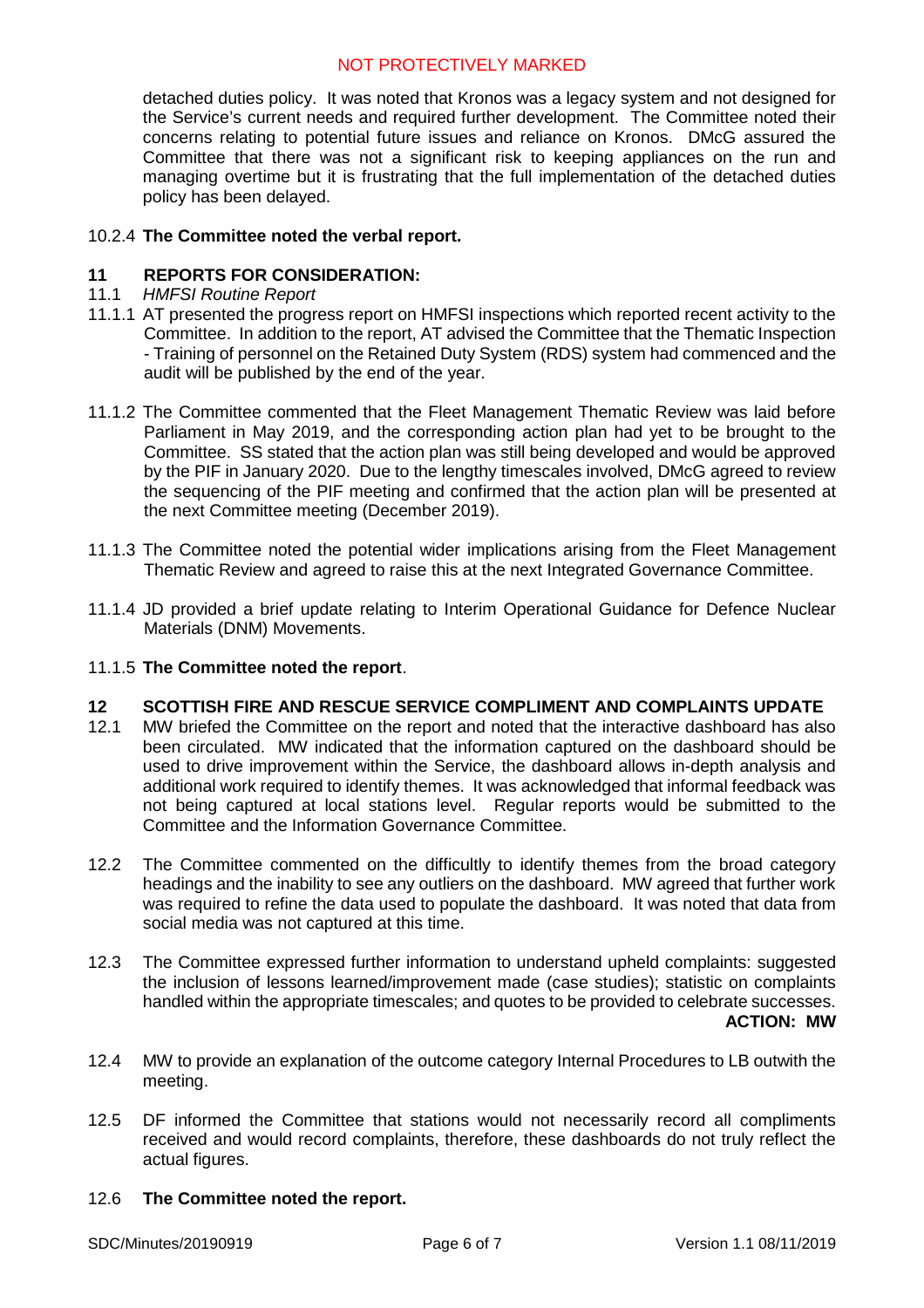detached duties policy. It was noted that Kronos was a legacy system and not designed for the Service's current needs and required further development. The Committee noted their concerns relating to potential future issues and reliance on Kronos. DMcG assured the Committee that there was not a significant risk to keeping appliances on the run and managing overtime but it is frustrating that the full implementation of the detached duties policy has been delayed.

10.2.4 **The Committee noted the verbal report.**

## 11 REPORTS FOR CONSIDERATION:

11.1 *HMFSI Routine Report*

11.1.1 AT presented the progress report on HMFSI inspections which reported recent activity to the Committee. In addition to the report, AT advised the Committee that the Thematic Inspection - Training of personnel on the Retained Duty System (RDS) system had commenced and the audit will be published by the end of the year.

11.1.2 The Committee commented that the Fleet Management Thematic Review was laid before Parliament in May 2019, and the corresponding action plan had yet to be brought to the Committee. SS stated that the action plan was still being developed and would be approved by the PIF in January 2020. Due to the lengthy timescales involved, DMcG agreed to review the sequencing of the PIF meeting and confirmed that the action plan will be presented at the next Committee meeting (December 2019).

11.1.3 The Committee noted the potential wider implications arising from the Fleet Management Thematic Review and agreed to raise this at the next Integrated Governance Committee.

11.1.4 JD provided a brief update relating to Interim Operational Guidance for Defence Nuclear Materials (DNM) Movements.

11.1.5 **The Committee noted the report**.

## 12 SCOTTISH FIRE AND RESCUE SERVICE COMPLIMENT AND COMPLAINTS UPDATE

12.1 MW briefed the Committee on the report and noted that the interactive dashboard has also been circulated. MW indicated that the information captured on the dashboard should be used to drive improvement within the Service, the dashboard allows in-depth analysis and additional work required to identify themes. It was acknowledged that informal feedback was not being captured at local stations level. Regular reports would be submitted to the Committee and the Information Governance Committee.

12.2 The Committee commented on the difficultly to identify themes from the broad category headings and the inability to see any outliers on the dashboard. MW agreed that further work was required to refine the data used to populate the dashboard. It was noted that data from social media was not captured at this time.

12.3 The Committee expressed further information to understand upheld complaints: suggested the inclusion of lessons learned/improvement made (case studies); statistic on complaints handled within the appropriate timescales; and quotes to be provided to celebrate successes.

**ACTION: MW**

12.4 MW to provide an explanation of the outcome category Internal Procedures to LB outwith the meeting.

12.5 DF informed the Committee that stations would not necessarily record all compliments received and would record complaints, therefore, these dashboards do not truly reflect the actual figures.

12.6 **The Committee noted the report.**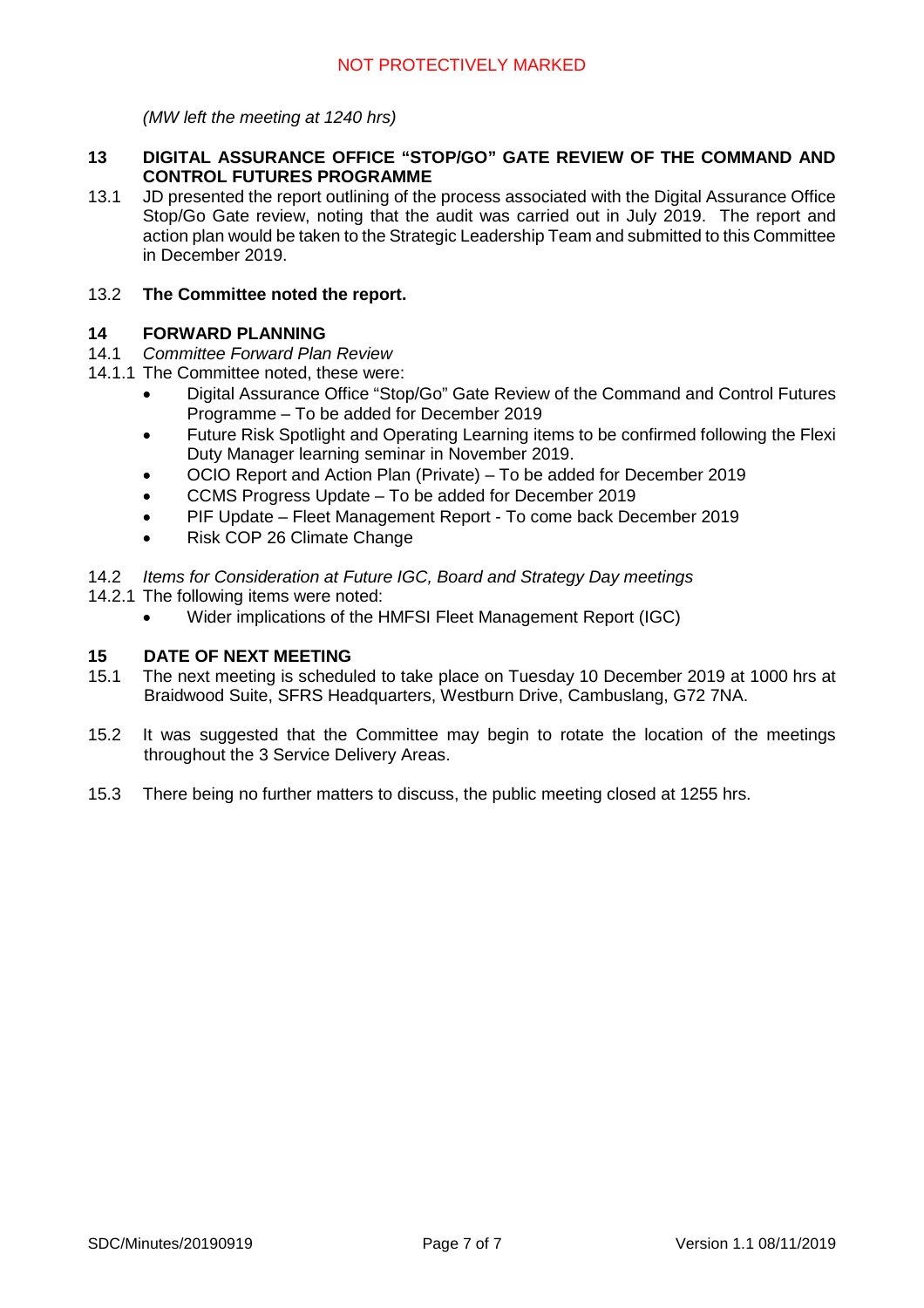*(MW left the meeting at 1240 hrs)*

## 13 DIGITAL ASSURANCE OFFICE "STOP/GO" GATE REVIEW OF THE COMMAND AND CONTROL FUTURES PROGRAMME

13.1 JD presented the report outlining of the process associated with the Digital Assurance Office Stop/Go Gate review, noting that the audit was carried out in July 2019. The report and action plan would be taken to the Strategic Leadership Team and submitted to this Committee in December 2019.

13.2 **The Committee noted the report.**

## 14 FORWARD PLANNING

14.1 *Committee Forward Plan Review*

14.1.1 The Committee noted, these were:

- Digital Assurance Office "Stop/Go" Gate Review of the Command and Control Futures Programme – To be added for December 2019
- Future Risk Spotlight and Operating Learning items to be confirmed following the Flexi Duty Manager learning seminar in November 2019.
- OCIO Report and Action Plan (Private) – To be added for December 2019
- CCMS Progress Update – To be added for December 2019
- PIF Update – Fleet Management Report - To come back December 2019
- Risk COP 26 Climate Change

14.2 *Items for Consideration at Future IGC, Board and Strategy Day meetings*

14.2.1 The following items were noted:

- Wider implications of the HMFSI Fleet Management Report (IGC)

## 15 DATE OF NEXT MEETING

15.1 The next meeting is scheduled to take place on Tuesday 10 December 2019 at 1000 hrs at Braidwood Suite, SFRS Headquarters, Westburn Drive, Cambuslang, G72 7NA.

15.2 It was suggested that the Committee may begin to rotate the location of the meetings throughout the 3 Service Delivery Areas.

15.3 There being no further matters to discuss, the public meeting closed at 1255 hrs.